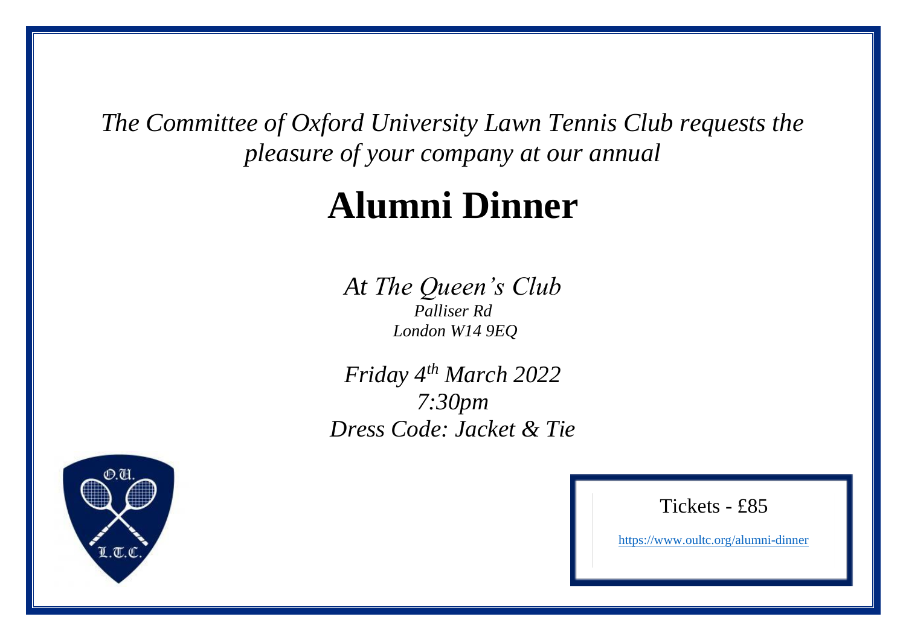*The Committee of Oxford University Lawn Tennis Club requests the pleasure of your company at our annual*

# Alumni Dinner

*At The Queen's Club*
*Palliser Rd*
*London W14 9EQ*

*Friday 4th March 2022*
*7:30pm*
*Dress Code: Jacket & Tie*

O.U.
L.T.C.

Tickets - £85

https://www.oultc.org/alumni-dinner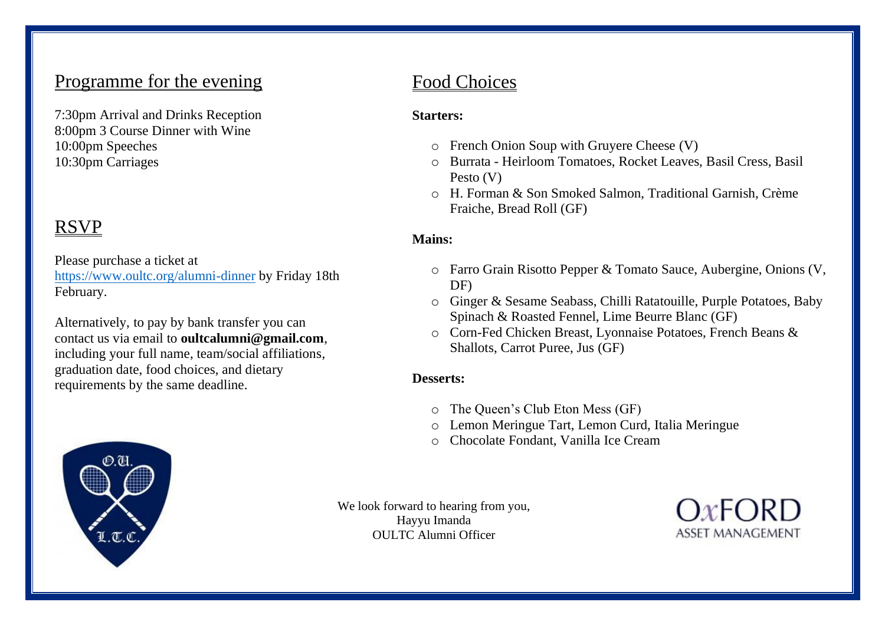## Programme for the evening

7:30pm Arrival and Drinks Reception
8:00pm 3 Course Dinner with Wine
10:00pm Speeches
10:30pm Carriages

## RSVP

Please purchase a ticket at https://www.oultc.org/alumni-dinner by Friday 18th February.

Alternatively, to pay by bank transfer you can contact us via email to **oultcalumni@gmail.com**, including your full name, team/social affiliations, graduation date, food choices, and dietary requirements by the same deadline.

## Food Choices

**Starters:**

- French Onion Soup with Gruyere Cheese (V)
- Burrata - Heirloom Tomatoes, Rocket Leaves, Basil Cress, Basil Pesto (V)
- H. Forman & Son Smoked Salmon, Traditional Garnish, Crème Fraiche, Bread Roll (GF)

**Mains:**

- Farro Grain Risotto Pepper & Tomato Sauce, Aubergine, Onions (V, DF)
- Ginger & Sesame Seabass, Chilli Ratatouille, Purple Potatoes, Baby Spinach & Roasted Fennel, Lime Beurre Blanc (GF)
- Corn-Fed Chicken Breast, Lyonnaise Potatoes, French Beans & Shallots, Carrot Puree, Jus (GF)

**Desserts:**

- The Queen's Club Eton Mess (GF)
- Lemon Meringue Tart, Lemon Curd, Italia Meringue
- Chocolate Fondant, Vanilla Ice Cream

O.U.L.T.C.

We look forward to hearing from you,
Hayyu Imanda
OULTC Alumni Officer

OxFORD ASSET MANAGEMENT